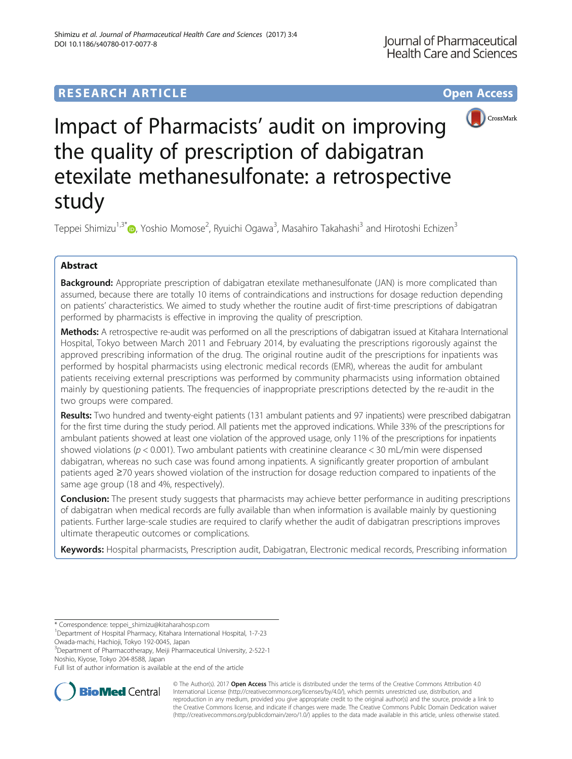RESEARCH ARTICLE

Open Access

# Impact of Pharmacists' audit on improving the quality of prescription of dabigatran etexilate methanesulfonate: a retrospective study

Teppei Shimizu[1,3*], Yoshio Momose[2], Ryuichi Ogawa[3], Masahiro Takahashi[3] and Hirotoshi Echizen[3]

## Abstract

**Background:** Appropriate prescription of dabigatran etexilate methanesulfonate (JAN) is more complicated than assumed, because there are totally 10 items of contraindications and instructions for dosage reduction depending on patients' characteristics. We aimed to study whether the routine audit of first-time prescriptions of dabigatran performed by pharmacists is effective in improving the quality of prescription.

**Methods:** A retrospective re-audit was performed on all the prescriptions of dabigatran issued at Kitahara International Hospital, Tokyo between March 2011 and February 2014, by evaluating the prescriptions rigorously against the approved prescribing information of the drug. The original routine audit of the prescriptions for inpatients was performed by hospital pharmacists using electronic medical records (EMR), whereas the audit for ambulant patients receiving external prescriptions was performed by community pharmacists using information obtained mainly by questioning patients. The frequencies of inappropriate prescriptions detected by the re-audit in the two groups were compared.

**Results:** Two hundred and twenty-eight patients (131 ambulant patients and 97 inpatients) were prescribed dabigatran for the first time during the study period. All patients met the approved indications. While 33% of the prescriptions for ambulant patients showed at least one violation of the approved usage, only 11% of the prescriptions for inpatients showed violations ($p < 0.001$). Two ambulant patients with creatinine clearance < 30 mL/min were dispensed dabigatran, whereas no such case was found among inpatients. A significantly greater proportion of ambulant patients aged ≥70 years showed violation of the instruction for dosage reduction compared to inpatients of the same age group (18 and 4%, respectively).

**Conclusion:** The present study suggests that pharmacists may achieve better performance in auditing prescriptions of dabigatran when medical records are fully available than when information is available mainly by questioning patients. Further large-scale studies are required to clarify whether the audit of dabigatran prescriptions improves ultimate therapeutic outcomes or complications.

**Keywords:** Hospital pharmacists, Prescription audit, Dabigatran, Electronic medical records, Prescribing information

---

\* Correspondence: teppei_shimizu@kitaharahosp.com

[1]Department of Hospital Pharmacy, Kitahara International Hospital, 1-7-23 Owada-machi, Hachioji, Tokyo 192-0045, Japan

[3]Department of Pharmacotherapy, Meiji Pharmaceutical University, 2-522-1 Noshio, Kiyose, Tokyo 204-8588, Japan

Full list of author information is available at the end of the article

© The Author(s). 2017 **Open Access** This article is distributed under the terms of the Creative Commons Attribution 4.0 International License (http://creativecommons.org/licenses/by/4.0/), which permits unrestricted use, distribution, and reproduction in any medium, provided you give appropriate credit to the original author(s) and the source, provide a link to the Creative Commons license, and indicate if changes were made. The Creative Commons Public Domain Dedication waiver (http://creativecommons.org/publicdomain/zero/1.0/) applies to the data made available in this article, unless otherwise stated.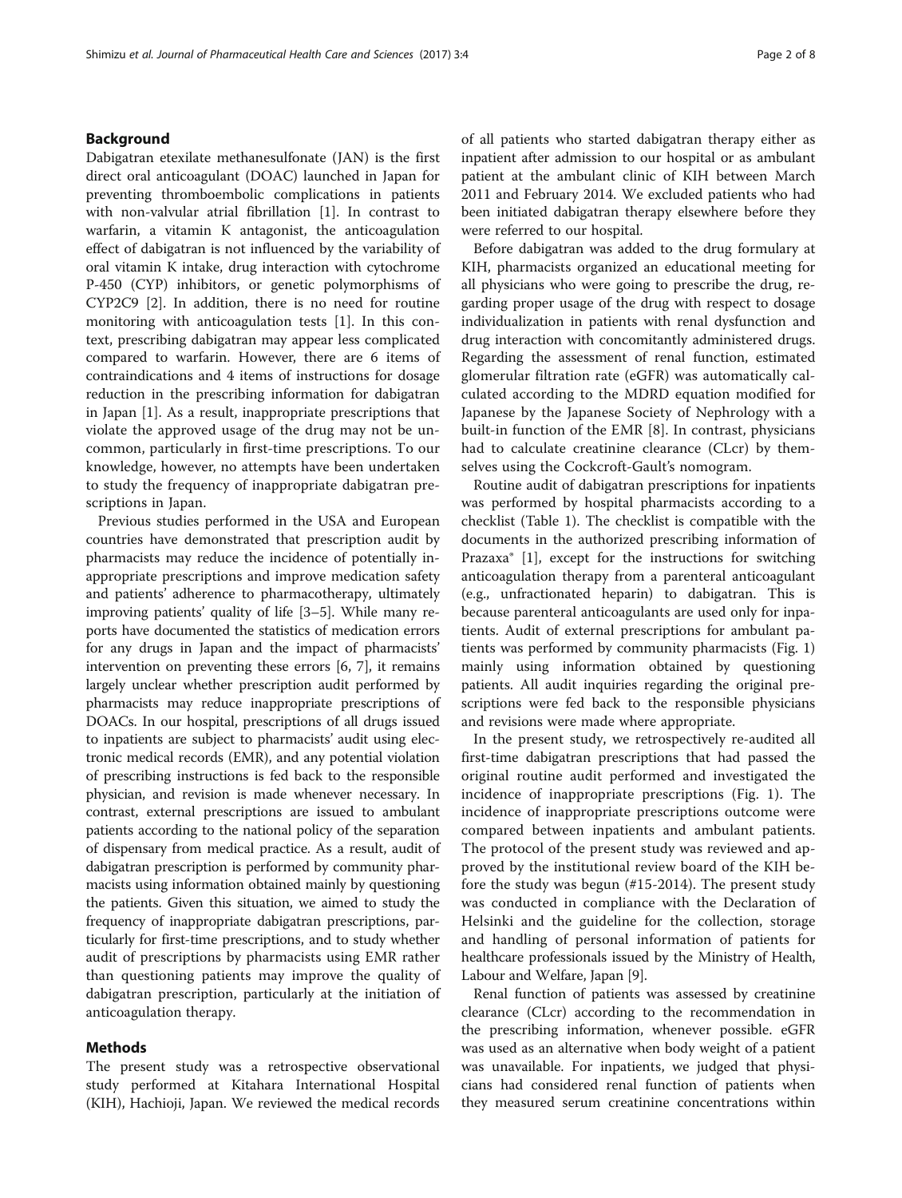## Background

Dabigatran etexilate methanesulfonate (JAN) is the first direct oral anticoagulant (DOAC) launched in Japan for preventing thromboembolic complications in patients with non-valvular atrial fibrillation [1]. In contrast to warfarin, a vitamin K antagonist, the anticoagulation effect of dabigatran is not influenced by the variability of oral vitamin K intake, drug interaction with cytochrome P-450 (CYP) inhibitors, or genetic polymorphisms of CYP2C9 [2]. In addition, there is no need for routine monitoring with anticoagulation tests [1]. In this context, prescribing dabigatran may appear less complicated compared to warfarin. However, there are 6 items of contraindications and 4 items of instructions for dosage reduction in the prescribing information for dabigatran in Japan [1]. As a result, inappropriate prescriptions that violate the approved usage of the drug may not be uncommon, particularly in first-time prescriptions. To our knowledge, however, no attempts have been undertaken to study the frequency of inappropriate dabigatran prescriptions in Japan.

Previous studies performed in the USA and European countries have demonstrated that prescription audit by pharmacists may reduce the incidence of potentially inappropriate prescriptions and improve medication safety and patients' adherence to pharmacotherapy, ultimately improving patients' quality of life [3–5]. While many reports have documented the statistics of medication errors for any drugs in Japan and the impact of pharmacists' intervention on preventing these errors [6, 7], it remains largely unclear whether prescription audit performed by pharmacists may reduce inappropriate prescriptions of DOACs. In our hospital, prescriptions of all drugs issued to inpatients are subject to pharmacists' audit using electronic medical records (EMR), and any potential violation of prescribing instructions is fed back to the responsible physician, and revision is made whenever necessary. In contrast, external prescriptions are issued to ambulant patients according to the national policy of the separation of dispensary from medical practice. As a result, audit of dabigatran prescription is performed by community pharmacists using information obtained mainly by questioning the patients. Given this situation, we aimed to study the frequency of inappropriate dabigatran prescriptions, particularly for first-time prescriptions, and to study whether audit of prescriptions by pharmacists using EMR rather than questioning patients may improve the quality of dabigatran prescription, particularly at the initiation of anticoagulation therapy.

## Methods

The present study was a retrospective observational study performed at Kitahara International Hospital (KIH), Hachioji, Japan. We reviewed the medical records of all patients who started dabigatran therapy either as inpatient after admission to our hospital or as ambulant patient at the ambulant clinic of KIH between March 2011 and February 2014. We excluded patients who had been initiated dabigatran therapy elsewhere before they were referred to our hospital.

Before dabigatran was added to the drug formulary at KIH, pharmacists organized an educational meeting for all physicians who were going to prescribe the drug, regarding proper usage of the drug with respect to dosage individualization in patients with renal dysfunction and drug interaction with concomitantly administered drugs. Regarding the assessment of renal function, estimated glomerular filtration rate (eGFR) was automatically calculated according to the MDRD equation modified for Japanese by the Japanese Society of Nephrology with a built-in function of the EMR [8]. In contrast, physicians had to calculate creatinine clearance (CLcr) by themselves using the Cockcroft-Gault's nomogram.

Routine audit of dabigatran prescriptions for inpatients was performed by hospital pharmacists according to a checklist (Table 1). The checklist is compatible with the documents in the authorized prescribing information of Prazaxa® [1], except for the instructions for switching anticoagulation therapy from a parenteral anticoagulant (e.g., unfractionated heparin) to dabigatran. This is because parenteral anticoagulants are used only for inpatients. Audit of external prescriptions for ambulant patients was performed by community pharmacists (Fig. 1) mainly using information obtained by questioning patients. All audit inquiries regarding the original prescriptions were fed back to the responsible physicians and revisions were made where appropriate.

In the present study, we retrospectively re-audited all first-time dabigatran prescriptions that had passed the original routine audit performed and investigated the incidence of inappropriate prescriptions (Fig. 1). The incidence of inappropriate prescriptions outcome were compared between inpatients and ambulant patients. The protocol of the present study was reviewed and approved by the institutional review board of the KIH before the study was begun (#15-2014). The present study was conducted in compliance with the Declaration of Helsinki and the guideline for the collection, storage and handling of personal information of patients for healthcare professionals issued by the Ministry of Health, Labour and Welfare, Japan [9].

Renal function of patients was assessed by creatinine clearance (CLcr) according to the recommendation in the prescribing information, whenever possible. eGFR was used as an alternative when body weight of a patient was unavailable. For inpatients, we judged that physicians had considered renal function of patients when they measured serum creatinine concentrations within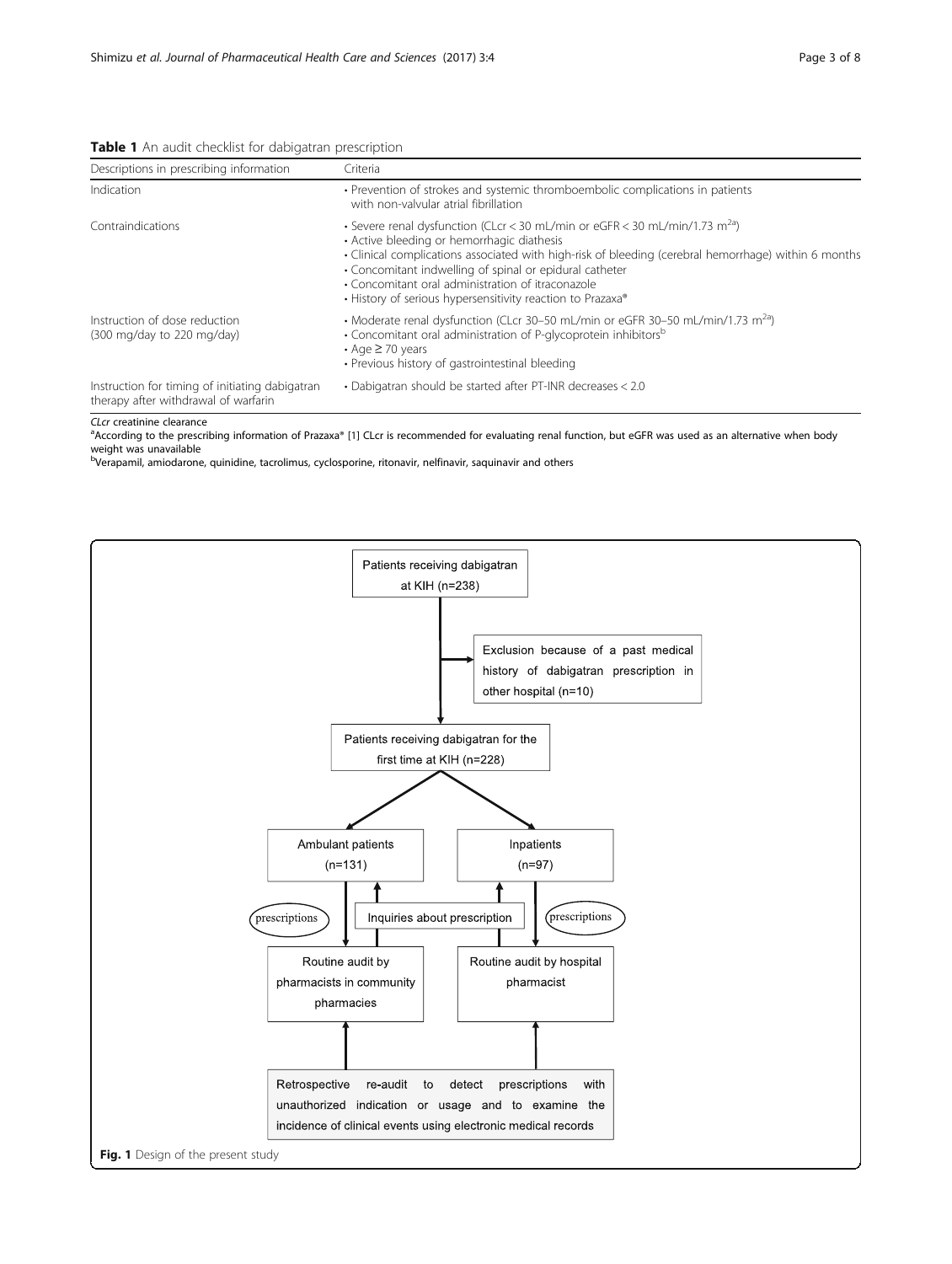**Table 1** An audit checklist for dabigatran prescription

| Descriptions in prescribing information | Criteria |
| --- | --- |
| Indication | • Prevention of strokes and systemic thromboembolic complications in patients with non-valvular atrial fibrillation |
| Contraindications | • Severe renal dysfunction (CLcr < 30 mL/min or eGFR < 30 mL/min/1.73 $m^2$[a])<br>• Active bleeding or hemorrhagic diathesis<br>• Clinical complications associated with high-risk of bleeding (cerebral hemorrhage) within 6 months<br>• Concomitant indwelling of spinal or epidural catheter<br>• Concomitant oral administration of itraconazole<br>• History of serious hypersensitivity reaction to Prazaxa® |
| Instruction of dose reduction (300 mg/day to 220 mg/day) | • Moderate renal dysfunction (CLcr 30–50 mL/min or eGFR 30–50 mL/min/1.73 $m^2$[a])<br>• Concomitant oral administration of P-glycoprotein inhibitors[b]<br>• Age ≥ 70 years<br>• Previous history of gastrointestinal bleeding |
| Instruction for timing of initiating dabigatran therapy after withdrawal of warfarin | • Dabigatran should be started after PT-INR decreases < 2.0 |

*CLcr* creatinine clearance
[a]According to the prescribing information of Prazaxa® [1] CLcr is recommended for evaluating renal function, but eGFR was used as an alternative when body weight was unavailable
[b]Verapamil, amiodarone, quinidine, tacrolimus, cyclosporine, ritonavir, nelfinavir, saquinavir and others

- Patients receiving dabigatran at KIH (n=238)
- Exclusion because of a past medical history of dabigatran prescription in other hospital (n=10)
- Patients receiving dabigatran for the first time at KIH (n=228)
- Ambulant patients (n=131) → prescriptions → Routine audit by pharmacists in community pharmacies
- Inpatients (n=97) → prescriptions → Routine audit by hospital pharmacist
- Inquiries about prescription
- Retrospective re-audit to detect prescriptions with unauthorized indication or usage and to examine the incidence of clinical events using electronic medical records

**Fig. 1** Design of the present study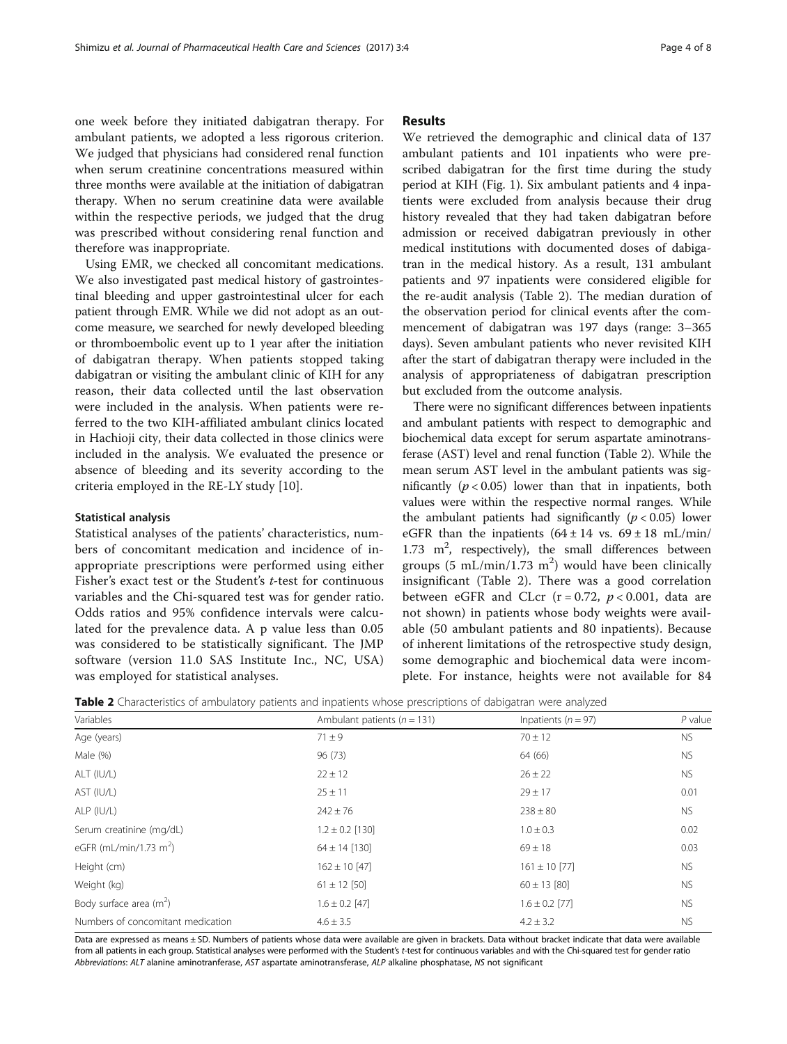one week before they initiated dabigatran therapy. For ambulant patients, we adopted a less rigorous criterion. We judged that physicians had considered renal function when serum creatinine concentrations measured within three months were available at the initiation of dabigatran therapy. When no serum creatinine data were available within the respective periods, we judged that the drug was prescribed without considering renal function and therefore was inappropriate.

Using EMR, we checked all concomitant medications. We also investigated past medical history of gastrointestinal bleeding and upper gastrointestinal ulcer for each patient through EMR. While we did not adopt as an outcome measure, we searched for newly developed bleeding or thromboembolic event up to 1 year after the initiation of dabigatran therapy. When patients stopped taking dabigatran or visiting the ambulant clinic of KIH for any reason, their data collected until the last observation were included in the analysis. When patients were referred to the two KIH-affiliated ambulant clinics located in Hachioji city, their data collected in those clinics were included in the analysis. We evaluated the presence or absence of bleeding and its severity according to the criteria employed in the RE-LY study [10].

### Statistical analysis

Statistical analyses of the patients' characteristics, numbers of concomitant medication and incidence of inappropriate prescriptions were performed using either Fisher's exact test or the Student's *t*-test for continuous variables and the Chi-squared test was for gender ratio. Odds ratios and 95% confidence intervals were calculated for the prevalence data. A p value less than 0.05 was considered to be statistically significant. The JMP software (version 11.0 SAS Institute Inc., NC, USA) was employed for statistical analyses.

## Results

We retrieved the demographic and clinical data of 137 ambulant patients and 101 inpatients who were prescribed dabigatran for the first time during the study period at KIH (Fig. 1). Six ambulant patients and 4 inpatients were excluded from analysis because their drug history revealed that they had taken dabigatran before admission or received dabigatran previously in other medical institutions with documented doses of dabigatran in the medical history. As a result, 131 ambulant patients and 97 inpatients were considered eligible for the re-audit analysis (Table 2). The median duration of the observation period for clinical events after the commencement of dabigatran was 197 days (range: 3–365 days). Seven ambulant patients who never revisited KIH after the start of dabigatran therapy were included in the analysis of appropriateness of dabigatran prescription but excluded from the outcome analysis.

There were no significant differences between inpatients and ambulant patients with respect to demographic and biochemical data except for serum aspartate aminotransferase (AST) level and renal function (Table 2). While the mean serum AST level in the ambulant patients was significantly ($p < 0.05$) lower than that in inpatients, both values were within the respective normal ranges. While the ambulant patients had significantly ($p < 0.05$) lower eGFR than the inpatients ($64 \pm 14$ vs. $69 \pm 18$ mL/min/1.73 $m^2$, respectively), the small differences between groups (5 mL/min/1.73 $m^2$) would have been clinically insignificant (Table 2). There was a good correlation between eGFR and CLcr ($r = 0.72$, $p < 0.001$, data are not shown) in patients whose body weights were available (50 ambulant patients and 80 inpatients). Because of inherent limitations of the retrospective study design, some demographic and biochemical data were incomplete. For instance, heights were not available for 84

**Table 2** Characteristics of ambulatory patients and inpatients whose prescriptions of dabigatran were analyzed

| Variables | Ambulant patients ($n = 131$) | Inpatients ($n = 97$) | *P* value |
|---|---|---|---|
| Age (years) | 71 ± 9 | 70 ± 12 | NS |
| Male (%) | 96 (73) | 64 (66) | NS |
| ALT (IU/L) | 22 ± 12 | 26 ± 22 | NS |
| AST (IU/L) | 25 ± 11 | 29 ± 17 | 0.01 |
| ALP (IU/L) | 242 ± 76 | 238 ± 80 | NS |
| Serum creatinine (mg/dL) | 1.2 ± 0.2 [130] | 1.0 ± 0.3 | 0.02 |
| eGFR (mL/min/1.73 $m^2$) | 64 ± 14 [130] | 69 ± 18 | 0.03 |
| Height (cm) | 162 ± 10 [47] | 161 ± 10 [77] | NS |
| Weight (kg) | 61 ± 12 [50] | 60 ± 13 [80] | NS |
| Body surface area ($m^2$) | 1.6 ± 0.2 [47] | 1.6 ± 0.2 [77] | NS |
| Numbers of concomitant medication | 4.6 ± 3.5 | 4.2 ± 3.2 | NS |

Data are expressed as means ± SD. Numbers of patients whose data were available are given in brackets. Data without bracket indicate that data were available from all patients in each group. Statistical analyses were performed with the Student's t-test for continuous variables and with the Chi-squared test for gender ratio
*Abbreviations*: *ALT* alanine aminotranferase, *AST* aspartate aminotransferase, *ALP* alkaline phosphatase, *NS* not significant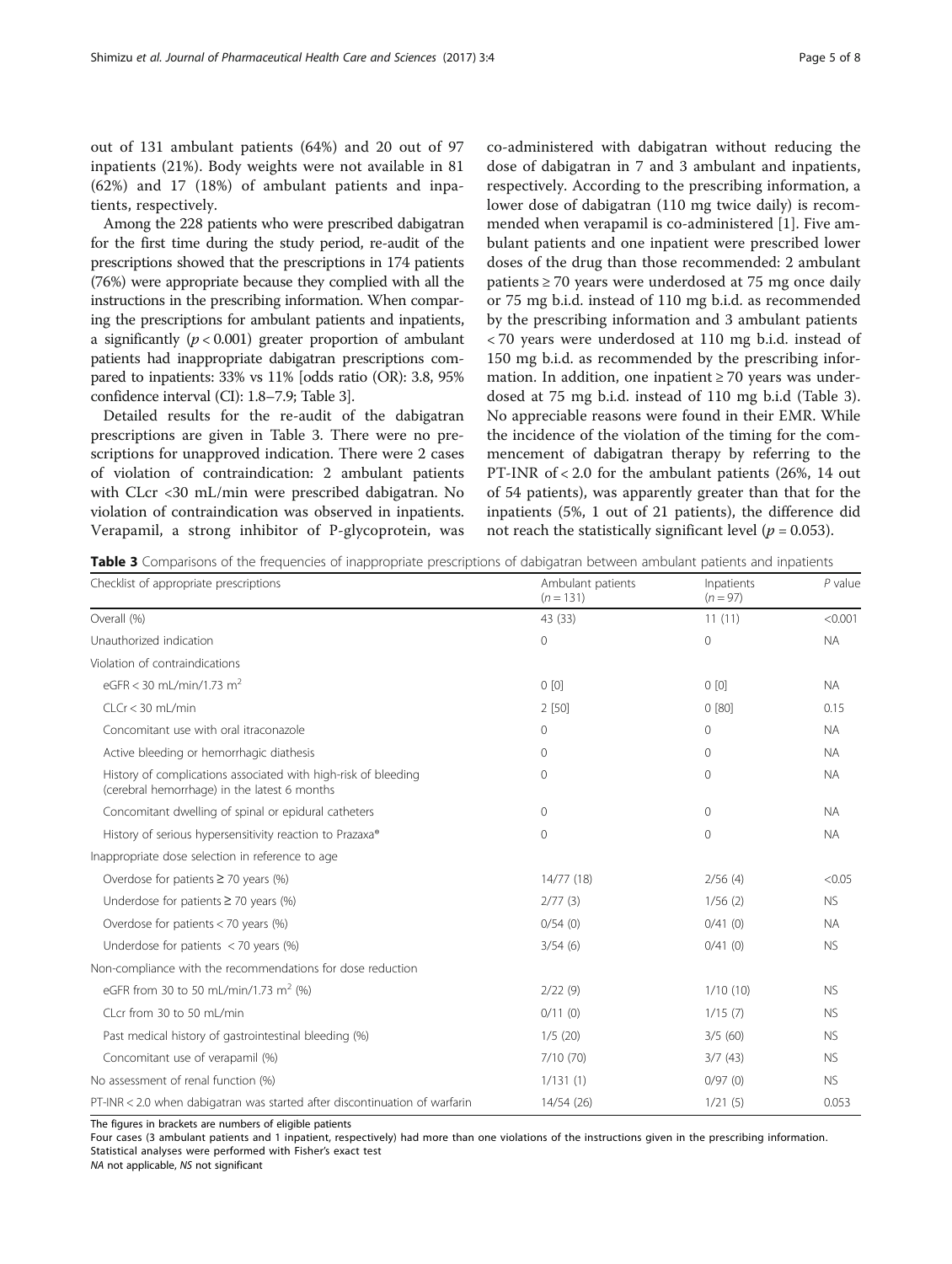out of 131 ambulant patients (64%) and 20 out of 97 inpatients (21%). Body weights were not available in 81 (62%) and 17 (18%) of ambulant patients and inpatients, respectively.

Among the 228 patients who were prescribed dabigatran for the first time during the study period, re-audit of the prescriptions showed that the prescriptions in 174 patients (76%) were appropriate because they complied with all the instructions in the prescribing information. When comparing the prescriptions for ambulant patients and inpatients, a significantly ($p < 0.001$) greater proportion of ambulant patients had inappropriate dabigatran prescriptions compared to inpatients: 33% vs 11% [odds ratio (OR): 3.8, 95% confidence interval (CI): 1.8–7.9; Table 3].

Detailed results for the re-audit of the dabigatran prescriptions are given in Table 3. There were no prescriptions for unapproved indication. There were 2 cases of violation of contraindication: 2 ambulant patients with CLcr <30 mL/min were prescribed dabigatran. No violation of contraindication was observed in inpatients. Verapamil, a strong inhibitor of P-glycoprotein, was co-administered with dabigatran without reducing the dose of dabigatran in 7 and 3 ambulant and inpatients, respectively. According to the prescribing information, a lower dose of dabigatran (110 mg twice daily) is recommended when verapamil is co-administered [1]. Five ambulant patients and one inpatient were prescribed lower doses of the drug than those recommended: 2 ambulant patients ≥ 70 years were underdosed at 75 mg once daily or 75 mg b.i.d. instead of 110 mg b.i.d. as recommended by the prescribing information and 3 ambulant patients < 70 years were underdosed at 110 mg b.i.d. instead of 150 mg b.i.d. as recommended by the prescribing information. In addition, one inpatient ≥ 70 years was underdosed at 75 mg b.i.d. instead of 110 mg b.i.d (Table 3). No appreciable reasons were found in their EMR. While the incidence of the violation of the timing for the commencement of dabigatran therapy by referring to the PT-INR of < 2.0 for the ambulant patients (26%, 14 out of 54 patients), was apparently greater than that for the inpatients (5%, 1 out of 21 patients), the difference did not reach the statistically significant level ($p = 0.053$).

**Table 3** Comparisons of the frequencies of inappropriate prescriptions of dabigatran between ambulant patients and inpatients

| Checklist of appropriate prescriptions | Ambulant patients ($n = 131$) | Inpatients ($n = 97$) | $P$ value |
|---|---|---|---|
| Overall (%) | 43 (33) | 11 (11) | <0.001 |
| Unauthorized indication | 0 | 0 | NA |
| Violation of contraindications | | | |
| eGFR < 30 mL/min/1.73 m$^2$ | 0 [0] | 0 [0] | NA |
| CLCr < 30 mL/min | 2 [50] | 0 [80] | 0.15 |
| Concomitant use with oral itraconazole | 0 | 0 | NA |
| Active bleeding or hemorrhagic diathesis | 0 | 0 | NA |
| History of complications associated with high-risk of bleeding (cerebral hemorrhage) in the latest 6 months | 0 | 0 | NA |
| Concomitant dwelling of spinal or epidural catheters | 0 | 0 | NA |
| History of serious hypersensitivity reaction to Prazaxa® | 0 | 0 | NA |
| Inappropriate dose selection in reference to age | | | |
| Overdose for patients ≥ 70 years (%) | 14/77 (18) | 2/56 (4) | <0.05 |
| Underdose for patients ≥ 70 years (%) | 2/77 (3) | 1/56 (2) | NS |
| Overdose for patients < 70 years (%) | 0/54 (0) | 0/41 (0) | NA |
| Underdose for patients < 70 years (%) | 3/54 (6) | 0/41 (0) | NS |
| Non-compliance with the recommendations for dose reduction | | | |
| eGFR from 30 to 50 mL/min/1.73 m$^2$ (%) | 2/22 (9) | 1/10 (10) | NS |
| CLcr from 30 to 50 mL/min | 0/11 (0) | 1/15 (7) | NS |
| Past medical history of gastrointestinal bleeding (%) | 1/5 (20) | 3/5 (60) | NS |
| Concomitant use of verapamil (%) | 7/10 (70) | 3/7 (43) | NS |
| No assessment of renal function (%) | 1/131 (1) | 0/97 (0) | NS |
| PT-INR < 2.0 when dabigatran was started after discontinuation of warfarin | 14/54 (26) | 1/21 (5) | 0.053 |

The figures in brackets are numbers of eligible patients

Four cases (3 ambulant patients and 1 inpatient, respectively) had more than one violations of the instructions given in the prescribing information.

Statistical analyses were performed with Fisher's exact test

*NA* not applicable, *NS* not significant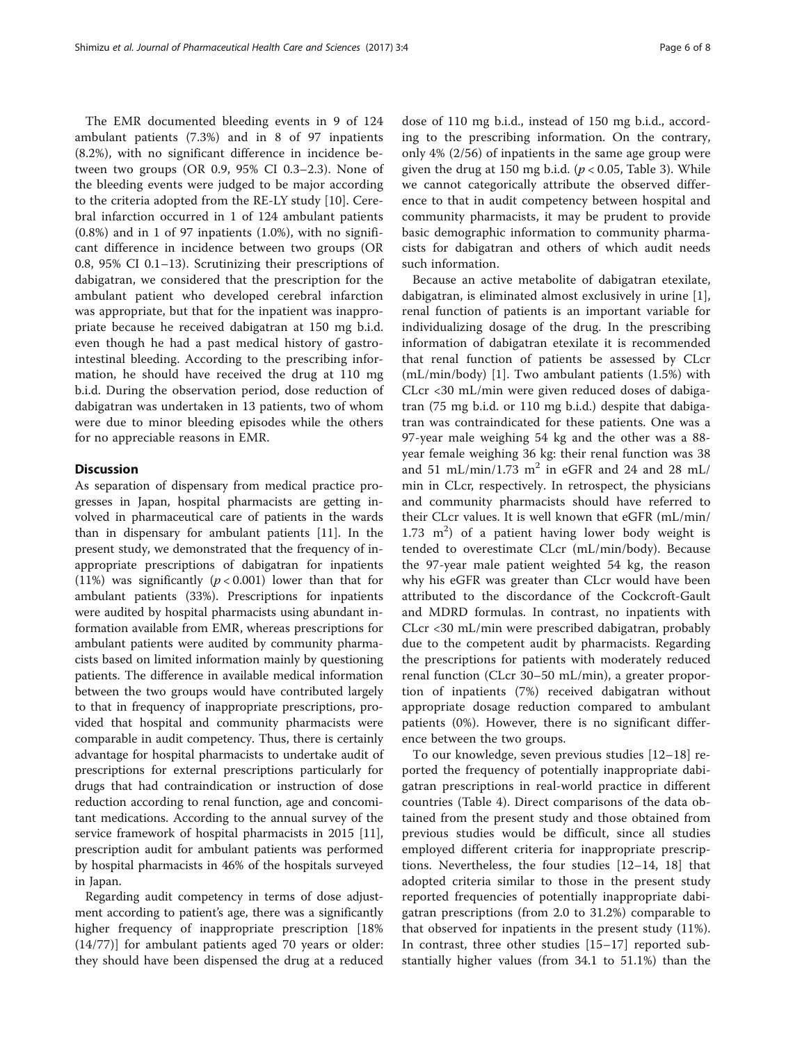The EMR documented bleeding events in 9 of 124 ambulant patients (7.3%) and in 8 of 97 inpatients (8.2%), with no significant difference in incidence between two groups (OR 0.9, 95% CI 0.3–2.3). None of the bleeding events were judged to be major according to the criteria adopted from the RE-LY study [10]. Cerebral infarction occurred in 1 of 124 ambulant patients (0.8%) and in 1 of 97 inpatients (1.0%), with no significant difference in incidence between two groups (OR 0.8, 95% CI 0.1–13). Scrutinizing their prescriptions of dabigatran, we considered that the prescription for the ambulant patient who developed cerebral infarction was appropriate, but that for the inpatient was inappropriate because he received dabigatran at 150 mg b.i.d. even though he had a past medical history of gastrointestinal bleeding. According to the prescribing information, he should have received the drug at 110 mg b.i.d. During the observation period, dose reduction of dabigatran was undertaken in 13 patients, two of whom were due to minor bleeding episodes while the others for no appreciable reasons in EMR.

## Discussion

As separation of dispensary from medical practice progresses in Japan, hospital pharmacists are getting involved in pharmaceutical care of patients in the wards than in dispensary for ambulant patients [11]. In the present study, we demonstrated that the frequency of inappropriate prescriptions of dabigatran for inpatients (11%) was significantly ($p < 0.001$) lower than that for ambulant patients (33%). Prescriptions for inpatients were audited by hospital pharmacists using abundant information available from EMR, whereas prescriptions for ambulant patients were audited by community pharmacists based on limited information mainly by questioning patients. The difference in available medical information between the two groups would have contributed largely to that in frequency of inappropriate prescriptions, provided that hospital and community pharmacists were comparable in audit competency. Thus, there is certainly advantage for hospital pharmacists to undertake audit of prescriptions for external prescriptions particularly for drugs that had contraindication or instruction of dose reduction according to renal function, age and concomitant medications. According to the annual survey of the service framework of hospital pharmacists in 2015 [11], prescription audit for ambulant patients was performed by hospital pharmacists in 46% of the hospitals surveyed in Japan.

Regarding audit competency in terms of dose adjustment according to patient's age, there was a significantly higher frequency of inappropriate prescription [18% (14/77)] for ambulant patients aged 70 years or older: they should have been dispensed the drug at a reduced dose of 110 mg b.i.d., instead of 150 mg b.i.d., according to the prescribing information. On the contrary, only 4% (2/56) of inpatients in the same age group were given the drug at 150 mg b.i.d. ($p < 0.05$, Table 3). While we cannot categorically attribute the observed difference to that in audit competency between hospital and community pharmacists, it may be prudent to provide basic demographic information to community pharmacists for dabigatran and others of which audit needs such information.

Because an active metabolite of dabigatran etexilate, dabigatran, is eliminated almost exclusively in urine [1], renal function of patients is an important variable for individualizing dosage of the drug. In the prescribing information of dabigatran etexilate it is recommended that renal function of patients be assessed by CLcr (mL/min/body) [1]. Two ambulant patients (1.5%) with CLcr <30 mL/min were given reduced doses of dabigatran (75 mg b.i.d. or 110 mg b.i.d.) despite that dabigatran was contraindicated for these patients. One was a 97-year male weighing 54 kg and the other was a 88-year female weighing 36 kg: their renal function was 38 and 51 mL/min/1.73 $m^2$ in eGFR and 24 and 28 mL/min in CLcr, respectively. In retrospect, the physicians and community pharmacists should have referred to their CLcr values. It is well known that eGFR (mL/min/1.73 $m^2$) of a patient having lower body weight is tended to overestimate CLcr (mL/min/body). Because the 97-year male patient weighted 54 kg, the reason why his eGFR was greater than CLcr would have been attributed to the discordance of the Cockcroft-Gault and MDRD formulas. In contrast, no inpatients with CLcr <30 mL/min were prescribed dabigatran, probably due to the competent audit by pharmacists. Regarding the prescriptions for patients with moderately reduced renal function (CLcr 30–50 mL/min), a greater proportion of inpatients (7%) received dabigatran without appropriate dosage reduction compared to ambulant patients (0%). However, there is no significant difference between the two groups.

To our knowledge, seven previous studies [12–18] reported the frequency of potentially inappropriate dabigatran prescriptions in real-world practice in different countries (Table 4). Direct comparisons of the data obtained from the present study and those obtained from previous studies would be difficult, since all studies employed different criteria for inappropriate prescriptions. Nevertheless, the four studies [12–14, 18] that adopted criteria similar to those in the present study reported frequencies of potentially inappropriate dabigatran prescriptions (from 2.0 to 31.2%) comparable to that observed for inpatients in the present study (11%). In contrast, three other studies [15–17] reported substantially higher values (from 34.1 to 51.1%) than the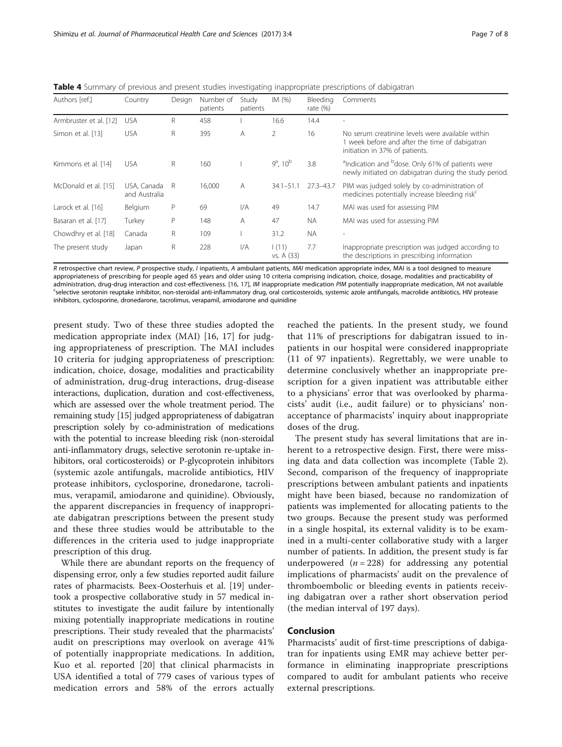**Table 4** Summary of previous and present studies investigating inappropriate prescriptions of dabigatran

| Authors [ref.] | Country | Design | Number of patients | Study patients | IM (%) | Bleeding rate (%) | Comments |
|---|---|---|---|---|---|---|---|
| Armbruster et al. [12] | USA | R | 458 | I | 16.6 | 14.4 | - |
| Simon et al. [13] | USA | R | 395 | A | 2 | 16 | No serum creatinine levels were available within 1 week before and after the time of dabigatran initiation in 37% of patients. |
| Kimmons et al. [14] | USA | R | 160 | I | 9[a], 10[b] | 3.8 | [a]Indication and [b]dose. Only 61% of patients were newly initiated on dabigatran during the study period. |
| McDonald et al. [15] | USA, Canada and Australia | R | 16,000 | A | 34.1–51.1 | 27.3–43.7 | PIM was judged solely by co-administration of medicines potentially increase bleeding risk[c] |
| Larock et al. [16] | Belgium | P | 69 | I/A | 49 | 14.7 | MAI was used for assessing PIM |
| Basaran et al. [17] | Turkey | P | 148 | A | 47 | NA | MAI was used for assessing PIM |
| Chowdhry et al. [18] | Canada | R | 109 | I | 31.2 | NA | - |
| The present study | Japan | R | 228 | I/A | I (11) vs. A (33) | 7.7 | Inappropriate prescription was judged according to the descriptions in prescribing information |

*R* retrospective chart review, *P* prospective study, *I* inpatients, *A* ambulant patients, *MAI* medication appropriate index, MAI is a tool designed to measure appropriateness of prescribing for people aged 65 years and older using 10 criteria comprising indication, choice, dosage, modalities and practicability of administration, drug-drug interaction and cost-effectiveness. [16, 17], *IM* inappropriate medication *PIM* potentially inappropriate medication, *NA* not available
[c]selective serotonin reuptake inhibitor, non-steroidal anti-inflammatory drug, oral corticosteroids, systemic azole antifungals, macrolide antibiotics, HIV protease inhibitors, cyclosporine, dronedarone, tacrolimus, verapamil, amiodarone and quinidine

present study. Two of these three studies adopted the medication appropriate index (MAI) [16, 17] for judging appropriateness of prescription. The MAI includes 10 criteria for judging appropriateness of prescription: indication, choice, dosage, modalities and practicability of administration, drug-drug interactions, drug-disease interactions, duplication, duration and cost-effectiveness, which are assessed over the whole treatment period. The remaining study [15] judged appropriateness of dabigatran prescription solely by co-administration of medications with the potential to increase bleeding risk (non-steroidal anti-inflammatory drugs, selective serotonin re-uptake inhibitors, oral corticosteroids) or P-glycoprotein inhibitors (systemic azole antifungals, macrolide antibiotics, HIV protease inhibitors, cyclosporine, dronedarone, tacrolimus, verapamil, amiodarone and quinidine). Obviously, the apparent discrepancies in frequency of inappropriate dabigatran prescriptions between the present study and these three studies would be attributable to the differences in the criteria used to judge inappropriate prescription of this drug.

While there are abundant reports on the frequency of dispensing error, only a few studies reported audit failure rates of pharmacists. Beex-Oosterhuis et al. [19] undertook a prospective collaborative study in 57 medical institutes to investigate the audit failure by intentionally mixing potentially inappropriate medications in routine prescriptions. Their study revealed that the pharmacists' audit on prescriptions may overlook on average 41% of potentially inappropriate medications. In addition, Kuo et al. reported [20] that clinical pharmacists in USA identified a total of 779 cases of various types of medication errors and 58% of the errors actually reached the patients. In the present study, we found that 11% of prescriptions for dabigatran issued to inpatients in our hospital were considered inappropriate (11 of 97 inpatients). Regrettably, we were unable to determine conclusively whether an inappropriate prescription for a given inpatient was attributable either to a physicians' error that was overlooked by pharmacists' audit (i.e., audit failure) or to physicians' non-acceptance of pharmacists' inquiry about inappropriate doses of the drug.

The present study has several limitations that are inherent to a retrospective design. First, there were missing data and data collection was incomplete (Table 2). Second, comparison of the frequency of inappropriate prescriptions between ambulant patients and inpatients might have been biased, because no randomization of patients was implemented for allocating patients to the two groups. Because the present study was performed in a single hospital, its external validity is to be examined in a multi-center collaborative study with a larger number of patients. In addition, the present study is far underpowered ($n = 228$) for addressing any potential implications of pharmacists' audit on the prevalence of thromboembolic or bleeding events in patients receiving dabigatran over a rather short observation period (the median interval of 197 days).

## Conclusion

Pharmacists' audit of first-time prescriptions of dabigatran for inpatients using EMR may achieve better performance in eliminating inappropriate prescriptions compared to audit for ambulant patients who receive external prescriptions.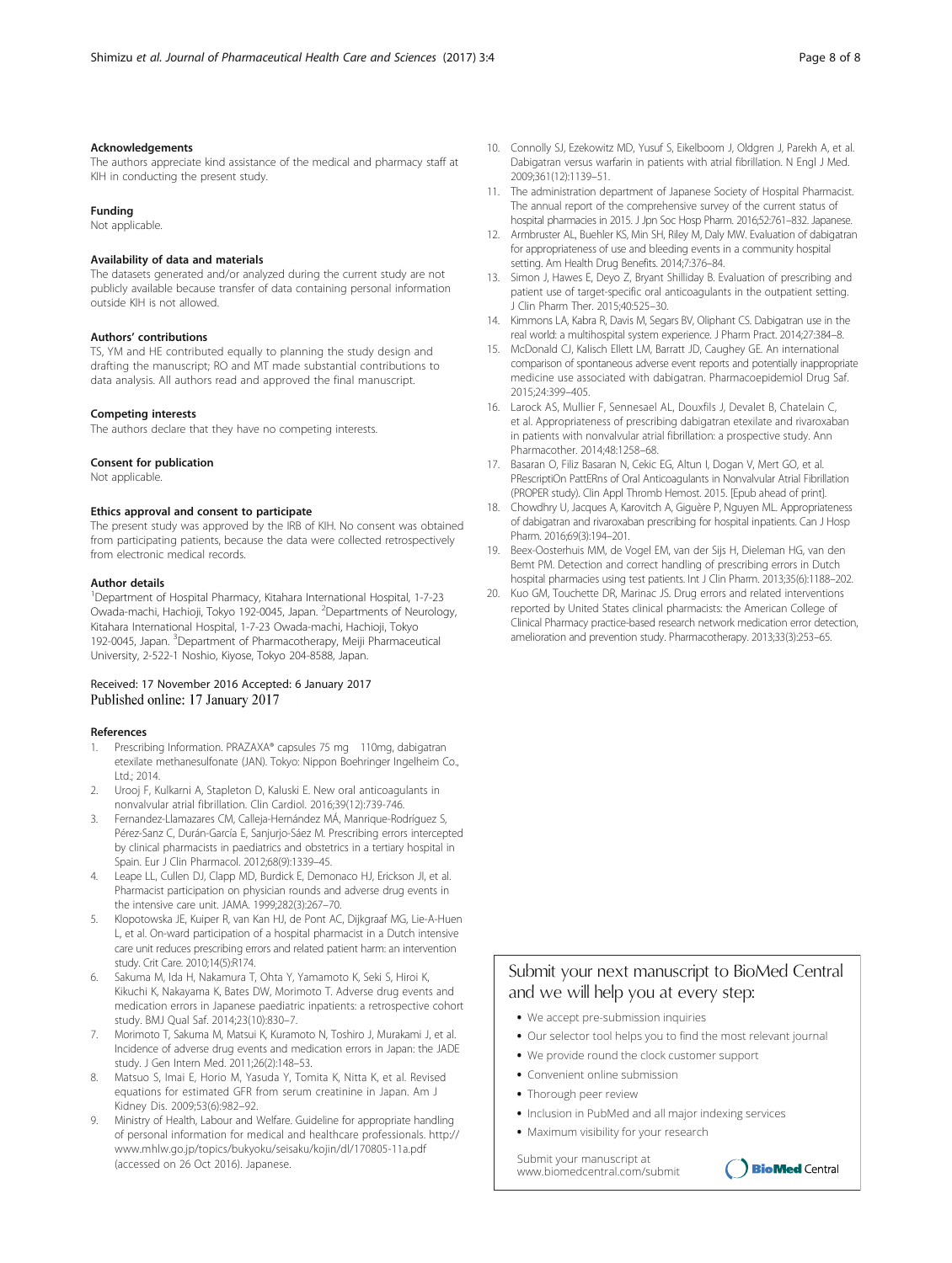#### Acknowledgements

The authors appreciate kind assistance of the medical and pharmacy staff at KIH in conducting the present study.

#### Funding

Not applicable.

#### Availability of data and materials

The datasets generated and/or analyzed during the current study are not publicly available because transfer of data containing personal information outside KIH is not allowed.

#### Authors' contributions

TS, YM and HE contributed equally to planning the study design and drafting the manuscript; RO and MT made substantial contributions to data analysis. All authors read and approved the final manuscript.

#### Competing interests

The authors declare that they have no competing interests.

#### Consent for publication

Not applicable.

#### Ethics approval and consent to participate

The present study was approved by the IRB of KIH. No consent was obtained from participating patients, because the data were collected retrospectively from electronic medical records.

#### Author details

[1]Department of Hospital Pharmacy, Kitahara International Hospital, 1-7-23 Owada-machi, Hachioji, Tokyo 192-0045, Japan. [2]Departments of Neurology, Kitahara International Hospital, 1-7-23 Owada-machi, Hachioji, Tokyo 192-0045, Japan. [3]Department of Pharmacotherapy, Meiji Pharmaceutical University, 2-522-1 Noshio, Kiyose, Tokyo 204-8588, Japan.

Received: 17 November 2016 Accepted: 6 January 2017
Published online: 17 January 2017

#### References

1. Prescribing Information. PRAZAXA® capsules 75 mg 110mg, dabigatran etexilate methanesulfonate (JAN). Tokyo: Nippon Boehringer Ingelheim Co., Ltd.; 2014.
2. Urooj F, Kulkarni A, Stapleton D, Kaluski E. New oral anticoagulants in nonvalvular atrial fibrillation. Clin Cardiol. 2016;39(12):739-746.
3. Fernandez-Llamazares CM, Calleja-Hernández MÁ, Manrique-Rodríguez S, Pérez-Sanz C, Durán-García E, Sanjurjo-Sáez M. Prescribing errors intercepted by clinical pharmacists in paediatrics and obstetrics in a tertiary hospital in Spain. Eur J Clin Pharmacol. 2012;68(9):1339–45.
4. Leape LL, Cullen DJ, Clapp MD, Burdick E, Demonaco HJ, Erickson JI, et al. Pharmacist participation on physician rounds and adverse drug events in the intensive care unit. JAMA. 1999;282(3):267–70.
5. Klopotowska JE, Kuiper R, van Kan HJ, de Pont AC, Dijkgraaf MG, Lie-A-Huen L, et al. On-ward participation of a hospital pharmacist in a Dutch intensive care unit reduces prescribing errors and related patient harm: an intervention study. Crit Care. 2010;14(5):R174.
6. Sakuma M, Ida H, Nakamura T, Ohta Y, Yamamoto K, Seki S, Hiroi K, Kikuchi K, Nakayama K, Bates DW, Morimoto T. Adverse drug events and medication errors in Japanese paediatric inpatients: a retrospective cohort study. BMJ Qual Saf. 2014;23(10):830–7.
7. Morimoto T, Sakuma M, Matsui K, Kuramoto N, Toshiro J, Murakami J, et al. Incidence of adverse drug events and medication errors in Japan: the JADE study. J Gen Intern Med. 2011;26(2):148–53.
8. Matsuo S, Imai E, Horio M, Yasuda Y, Tomita K, Nitta K, et al. Revised equations for estimated GFR from serum creatinine in Japan. Am J Kidney Dis. 2009;53(6):982–92.
9. Ministry of Health, Labour and Welfare. Guideline for appropriate handling of personal information for medical and healthcare professionals. http://www.mhlw.go.jp/topics/bukyoku/seisaku/kojin/dl/170805-11a.pdf (accessed on 26 Oct 2016). Japanese.
10. Connolly SJ, Ezekowitz MD, Yusuf S, Eikelboom J, Oldgren J, Parekh A, et al. Dabigatran versus warfarin in patients with atrial fibrillation. N Engl J Med. 2009;361(12):1139–51.
11. The administration department of Japanese Society of Hospital Pharmacist. The annual report of the comprehensive survey of the current status of hospital pharmacies in 2015. J Jpn Soc Hosp Pharm. 2016;52:761–832. Japanese.
12. Armbruster AL, Buehler KS, Min SH, Riley M, Daly MW. Evaluation of dabigatran for appropriateness of use and bleeding events in a community hospital setting. Am Health Drug Benefits. 2014;7:376–84.
13. Simon J, Hawes E, Deyo Z, Bryant Shilliday B. Evaluation of prescribing and patient use of target-specific oral anticoagulants in the outpatient setting. J Clin Pharm Ther. 2015;40:525–30.
14. Kimmons LA, Kabra R, Davis M, Segars BV, Oliphant CS. Dabigatran use in the real world: a multihospital system experience. J Pharm Pract. 2014;27:384–8.
15. McDonald CJ, Kalisch Ellett LM, Barratt JD, Caughey GE. An international comparison of spontaneous adverse event reports and potentially inappropriate medicine use associated with dabigatran. Pharmacoepidemiol Drug Saf. 2015;24:399–405.
16. Larock AS, Mullier F, Sennesael AL, Douxfils J, Devalet B, Chatelain C, et al. Appropriateness of prescribing dabigatran etexilate and rivaroxaban in patients with nonvalvular atrial fibrillation: a prospective study. Ann Pharmacother. 2014;48:1258–68.
17. Basaran O, Filiz Basaran N, Cekic EG, Altun I, Dogan V, Mert GO, et al. PRescriptiOn PattERns of Oral Anticoagulants in Nonvalvular Atrial Fibrillation (PROPER study). Clin Appl Thromb Hemost. 2015. [Epub ahead of print].
18. Chowdhry U, Jacques A, Karovitch A, Giguère P, Nguyen ML. Appropriateness of dabigatran and rivaroxaban prescribing for hospital inpatients. Can J Hosp Pharm. 2016;69(3):194–201.
19. Beex-Oosterhuis MM, de Vogel EM, van der Sijs H, Dieleman HG, van den Bemt PM. Detection and correct handling of prescribing errors in Dutch hospital pharmacies using test patients. Int J Clin Pharm. 2013;35(6):1188–202.
20. Kuo GM, Touchette DR, Marinac JS. Drug errors and related interventions reported by United States clinical pharmacists: the American College of Clinical Pharmacy practice-based research network medication error detection, amelioration and prevention study. Pharmacotherapy. 2013;33(3):253–65.

Submit your next manuscript to BioMed Central and we will help you at every step:

- We accept pre-submission inquiries
- Our selector tool helps you to find the most relevant journal
- We provide round the clock customer support
- Convenient online submission
- Thorough peer review
- Inclusion in PubMed and all major indexing services
- Maximum visibility for your research

Submit your manuscript at www.biomedcentral.com/submit

BioMed Central